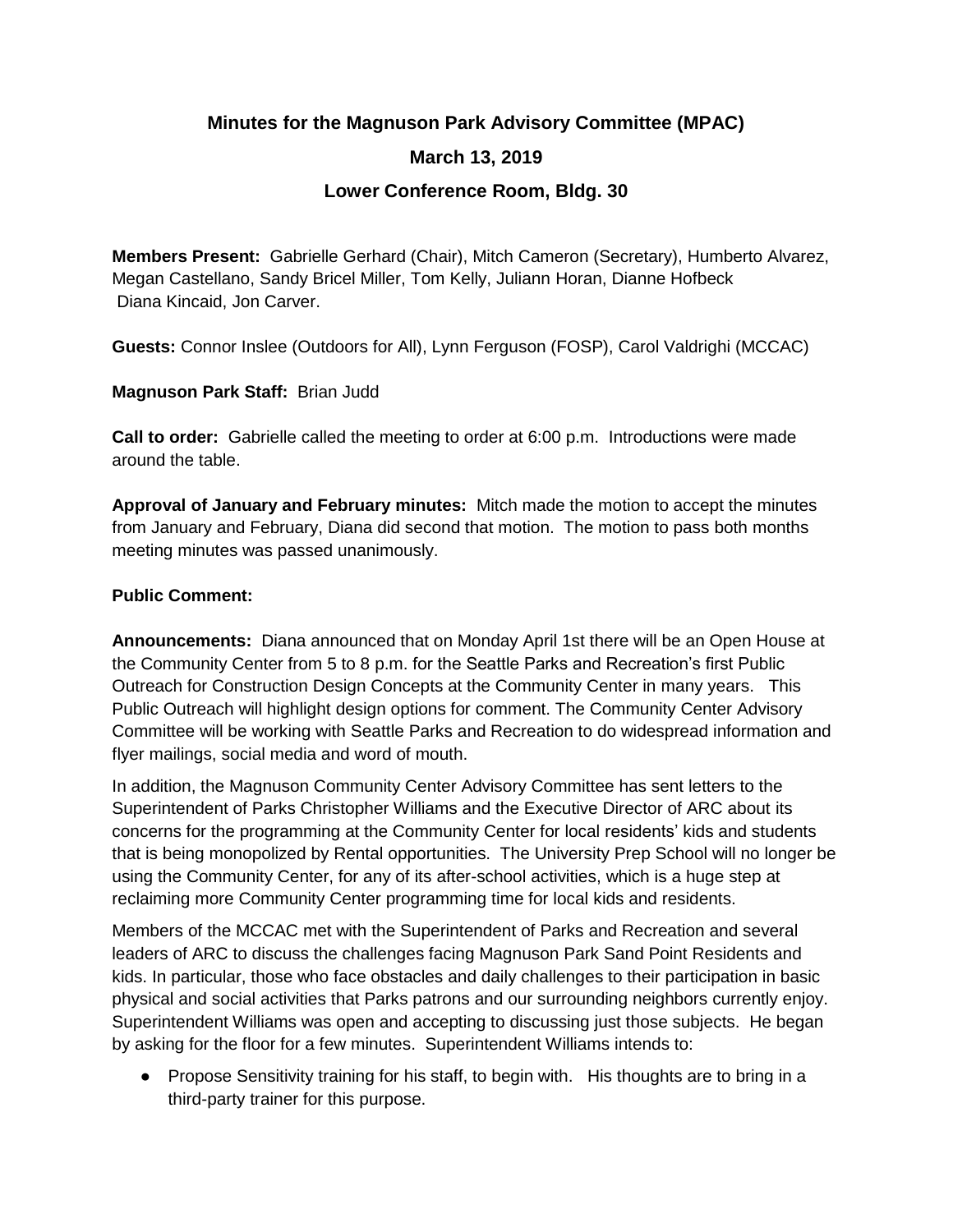# Minutes for the Magnuson Park Advisory Committee (MPAC)

## March 13, 2019

## Lower Conference Room, Bldg. 30

**Members Present:** Gabrielle Gerhard (Chair), Mitch Cameron (Secretary), Humberto Alvarez, Megan Castellano, Sandy Bricel Miller, Tom Kelly, Juliann Horan, Dianne Hofbeck Diana Kincaid, Jon Carver.

**Guests:** Connor Inslee (Outdoors for All), Lynn Ferguson (FOSP), Carol Valdrighi (MCCAC)

**Magnuson Park Staff:** Brian Judd

**Call to order:** Gabrielle called the meeting to order at 6:00 p.m. Introductions were made around the table.

**Approval of January and February minutes:** Mitch made the motion to accept the minutes from January and February, Diana did second that motion. The motion to pass both months meeting minutes was passed unanimously.

**Public Comment:**

**Announcements:** Diana announced that on Monday April 1st there will be an Open House at the Community Center from 5 to 8 p.m. for the Seattle Parks and Recreation's first Public Outreach for Construction Design Concepts at the Community Center in many years. This Public Outreach will highlight design options for comment. The Community Center Advisory Committee will be working with Seattle Parks and Recreation to do widespread information and flyer mailings, social media and word of mouth.

In addition, the Magnuson Community Center Advisory Committee has sent letters to the Superintendent of Parks Christopher Williams and the Executive Director of ARC about its concerns for the programming at the Community Center for local residents' kids and students that is being monopolized by Rental opportunities. The University Prep School will no longer be using the Community Center, for any of its after-school activities, which is a huge step at reclaiming more Community Center programming time for local kids and residents.

Members of the MCCAC met with the Superintendent of Parks and Recreation and several leaders of ARC to discuss the challenges facing Magnuson Park Sand Point Residents and kids. In particular, those who face obstacles and daily challenges to their participation in basic physical and social activities that Parks patrons and our surrounding neighbors currently enjoy. Superintendent Williams was open and accepting to discussing just those subjects. He began by asking for the floor for a few minutes. Superintendent Williams intends to:

- Propose Sensitivity training for his staff, to begin with. His thoughts are to bring in a third-party trainer for this purpose.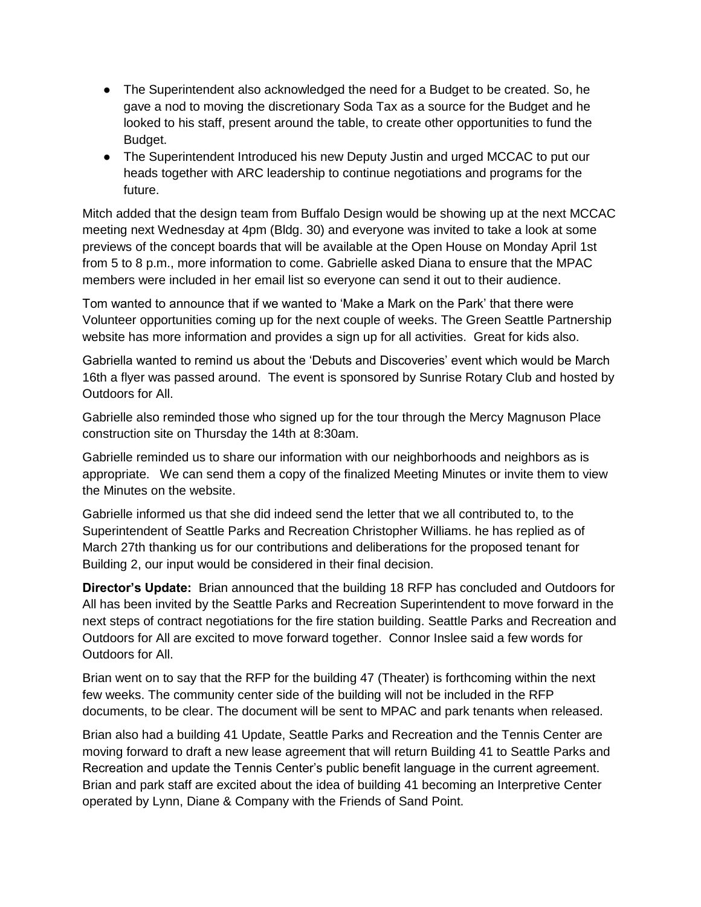- The Superintendent also acknowledged the need for a Budget to be created. So, he gave a nod to moving the discretionary Soda Tax as a source for the Budget and he looked to his staff, present around the table, to create other opportunities to fund the Budget.
- The Superintendent Introduced his new Deputy Justin and urged MCCAC to put our heads together with ARC leadership to continue negotiations and programs for the future.

Mitch added that the design team from Buffalo Design would be showing up at the next MCCAC meeting next Wednesday at 4pm (Bldg. 30) and everyone was invited to take a look at some previews of the concept boards that will be available at the Open House on Monday April 1st from 5 to 8 p.m., more information to come. Gabrielle asked Diana to ensure that the MPAC members were included in her email list so everyone can send it out to their audience.

Tom wanted to announce that if we wanted to 'Make a Mark on the Park' that there were Volunteer opportunities coming up for the next couple of weeks. The Green Seattle Partnership website has more information and provides a sign up for all activities. Great for kids also.

Gabriella wanted to remind us about the 'Debuts and Discoveries' event which would be March 16th a flyer was passed around. The event is sponsored by Sunrise Rotary Club and hosted by Outdoors for All.

Gabrielle also reminded those who signed up for the tour through the Mercy Magnuson Place construction site on Thursday the 14th at 8:30am.

Gabrielle reminded us to share our information with our neighborhoods and neighbors as is appropriate. We can send them a copy of the finalized Meeting Minutes or invite them to view the Minutes on the website.

Gabrielle informed us that she did indeed send the letter that we all contributed to, to the Superintendent of Seattle Parks and Recreation Christopher Williams. he has replied as of March 27th thanking us for our contributions and deliberations for the proposed tenant for Building 2, our input would be considered in their final decision.

**Director's Update:** Brian announced that the building 18 RFP has concluded and Outdoors for All has been invited by the Seattle Parks and Recreation Superintendent to move forward in the next steps of contract negotiations for the fire station building. Seattle Parks and Recreation and Outdoors for All are excited to move forward together. Connor Inslee said a few words for Outdoors for All.

Brian went on to say that the RFP for the building 47 (Theater) is forthcoming within the next few weeks. The community center side of the building will not be included in the RFP documents, to be clear. The document will be sent to MPAC and park tenants when released.

Brian also had a building 41 Update, Seattle Parks and Recreation and the Tennis Center are moving forward to draft a new lease agreement that will return Building 41 to Seattle Parks and Recreation and update the Tennis Center's public benefit language in the current agreement. Brian and park staff are excited about the idea of building 41 becoming an Interpretive Center operated by Lynn, Diane & Company with the Friends of Sand Point.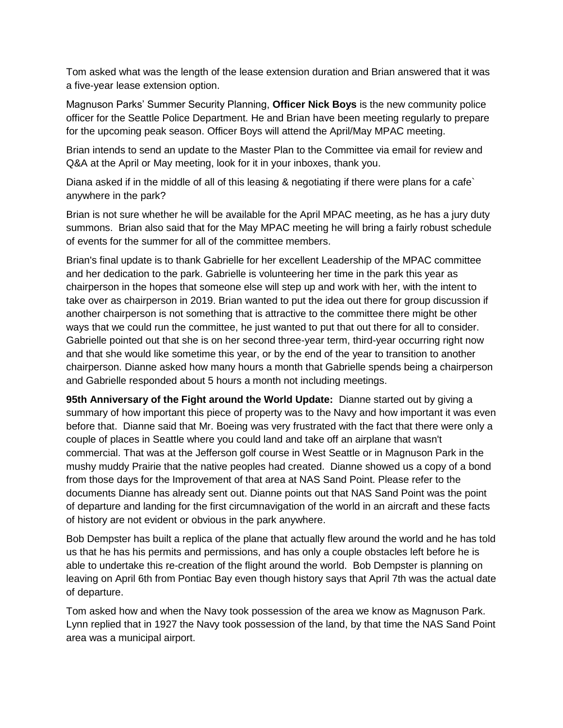Tom asked what was the length of the lease extension duration and Brian answered that it was a five-year lease extension option.

Magnuson Parks' Summer Security Planning, **Officer Nick Boys** is the new community police officer for the Seattle Police Department. He and Brian have been meeting regularly to prepare for the upcoming peak season. Officer Boys will attend the April/May MPAC meeting.

Brian intends to send an update to the Master Plan to the Committee via email for review and Q&A at the April or May meeting, look for it in your inboxes, thank you.

Diana asked if in the middle of all of this leasing & negotiating if there were plans for a cafe` anywhere in the park?

Brian is not sure whether he will be available for the April MPAC meeting, as he has a jury duty summons. Brian also said that for the May MPAC meeting he will bring a fairly robust schedule of events for the summer for all of the committee members.

Brian's final update is to thank Gabrielle for her excellent Leadership of the MPAC committee and her dedication to the park. Gabrielle is volunteering her time in the park this year as chairperson in the hopes that someone else will step up and work with her, with the intent to take over as chairperson in 2019. Brian wanted to put the idea out there for group discussion if another chairperson is not something that is attractive to the committee there might be other ways that we could run the committee, he just wanted to put that out there for all to consider. Gabrielle pointed out that she is on her second three-year term, third-year occurring right now and that she would like sometime this year, or by the end of the year to transition to another chairperson. Dianne asked how many hours a month that Gabrielle spends being a chairperson and Gabrielle responded about 5 hours a month not including meetings.

**95th Anniversary of the Fight around the World Update:** Dianne started out by giving a summary of how important this piece of property was to the Navy and how important it was even before that. Dianne said that Mr. Boeing was very frustrated with the fact that there were only a couple of places in Seattle where you could land and take off an airplane that wasn't commercial. That was at the Jefferson golf course in West Seattle or in Magnuson Park in the mushy muddy Prairie that the native peoples had created. Dianne showed us a copy of a bond from those days for the Improvement of that area at NAS Sand Point. Please refer to the documents Dianne has already sent out. Dianne points out that NAS Sand Point was the point of departure and landing for the first circumnavigation of the world in an aircraft and these facts of history are not evident or obvious in the park anywhere.

Bob Dempster has built a replica of the plane that actually flew around the world and he has told us that he has his permits and permissions, and has only a couple obstacles left before he is able to undertake this re-creation of the flight around the world. Bob Dempster is planning on leaving on April 6th from Pontiac Bay even though history says that April 7th was the actual date of departure.

Tom asked how and when the Navy took possession of the area we know as Magnuson Park. Lynn replied that in 1927 the Navy took possession of the land, by that time the NAS Sand Point area was a municipal airport.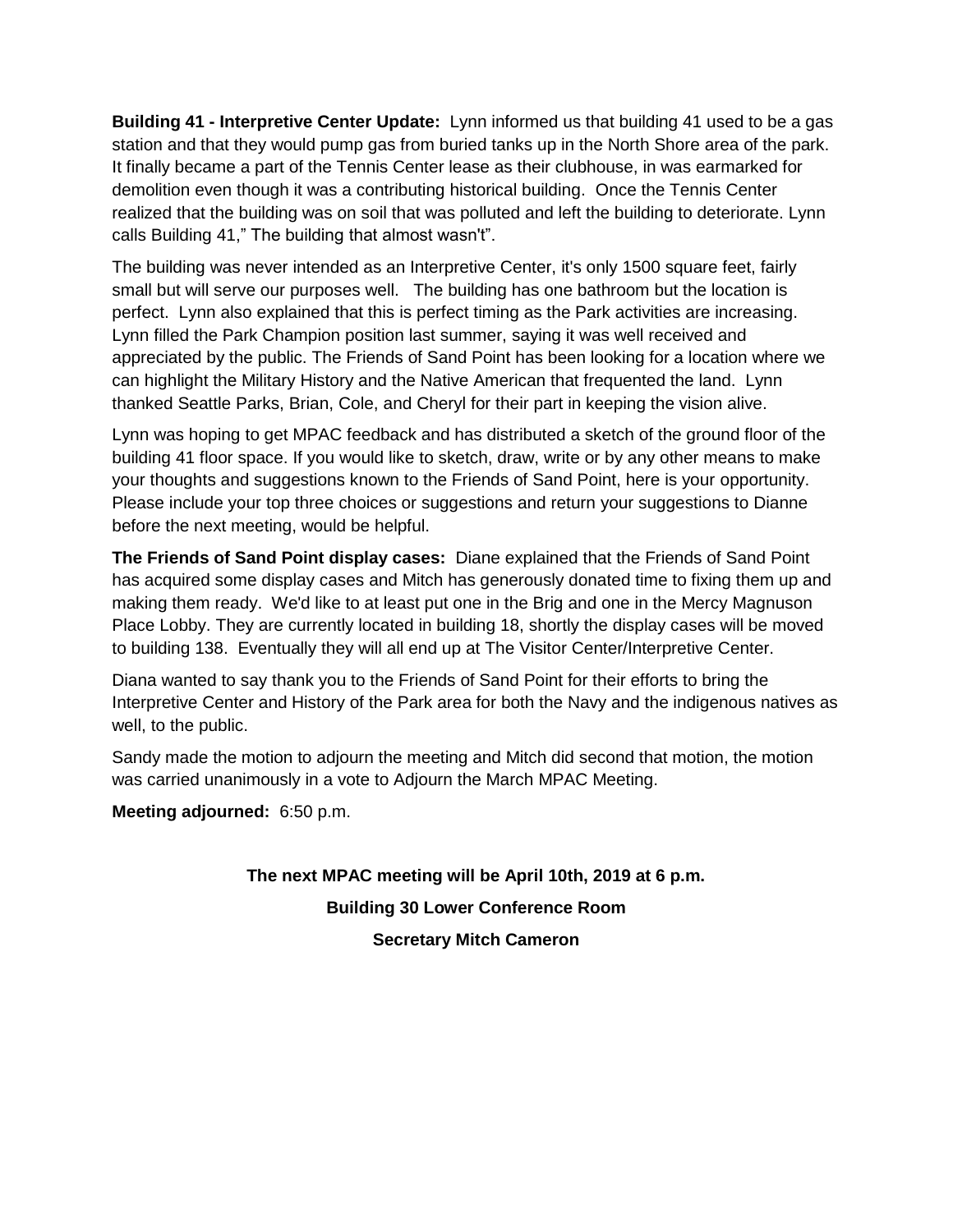**Building 41 - Interpretive Center Update:** Lynn informed us that building 41 used to be a gas station and that they would pump gas from buried tanks up in the North Shore area of the park. It finally became a part of the Tennis Center lease as their clubhouse, in was earmarked for demolition even though it was a contributing historical building. Once the Tennis Center realized that the building was on soil that was polluted and left the building to deteriorate. Lynn calls Building 41," The building that almost wasn't".

The building was never intended as an Interpretive Center, it's only 1500 square feet, fairly small but will serve our purposes well. The building has one bathroom but the location is perfect. Lynn also explained that this is perfect timing as the Park activities are increasing. Lynn filled the Park Champion position last summer, saying it was well received and appreciated by the public. The Friends of Sand Point has been looking for a location where we can highlight the Military History and the Native American that frequented the land. Lynn thanked Seattle Parks, Brian, Cole, and Cheryl for their part in keeping the vision alive.

Lynn was hoping to get MPAC feedback and has distributed a sketch of the ground floor of the building 41 floor space. If you would like to sketch, draw, write or by any other means to make your thoughts and suggestions known to the Friends of Sand Point, here is your opportunity. Please include your top three choices or suggestions and return your suggestions to Dianne before the next meeting, would be helpful.

**The Friends of Sand Point display cases:** Diane explained that the Friends of Sand Point has acquired some display cases and Mitch has generously donated time to fixing them up and making them ready. We'd like to at least put one in the Brig and one in the Mercy Magnuson Place Lobby. They are currently located in building 18, shortly the display cases will be moved to building 138. Eventually they will all end up at The Visitor Center/Interpretive Center.

Diana wanted to say thank you to the Friends of Sand Point for their efforts to bring the Interpretive Center and History of the Park area for both the Navy and the indigenous natives as well, to the public.

Sandy made the motion to adjourn the meeting and Mitch did second that motion, the motion was carried unanimously in a vote to Adjourn the March MPAC Meeting.

**Meeting adjourned:** 6:50 p.m.

**The next MPAC meeting will be April 10th, 2019 at 6 p.m.**

**Building 30 Lower Conference Room**

**Secretary Mitch Cameron**